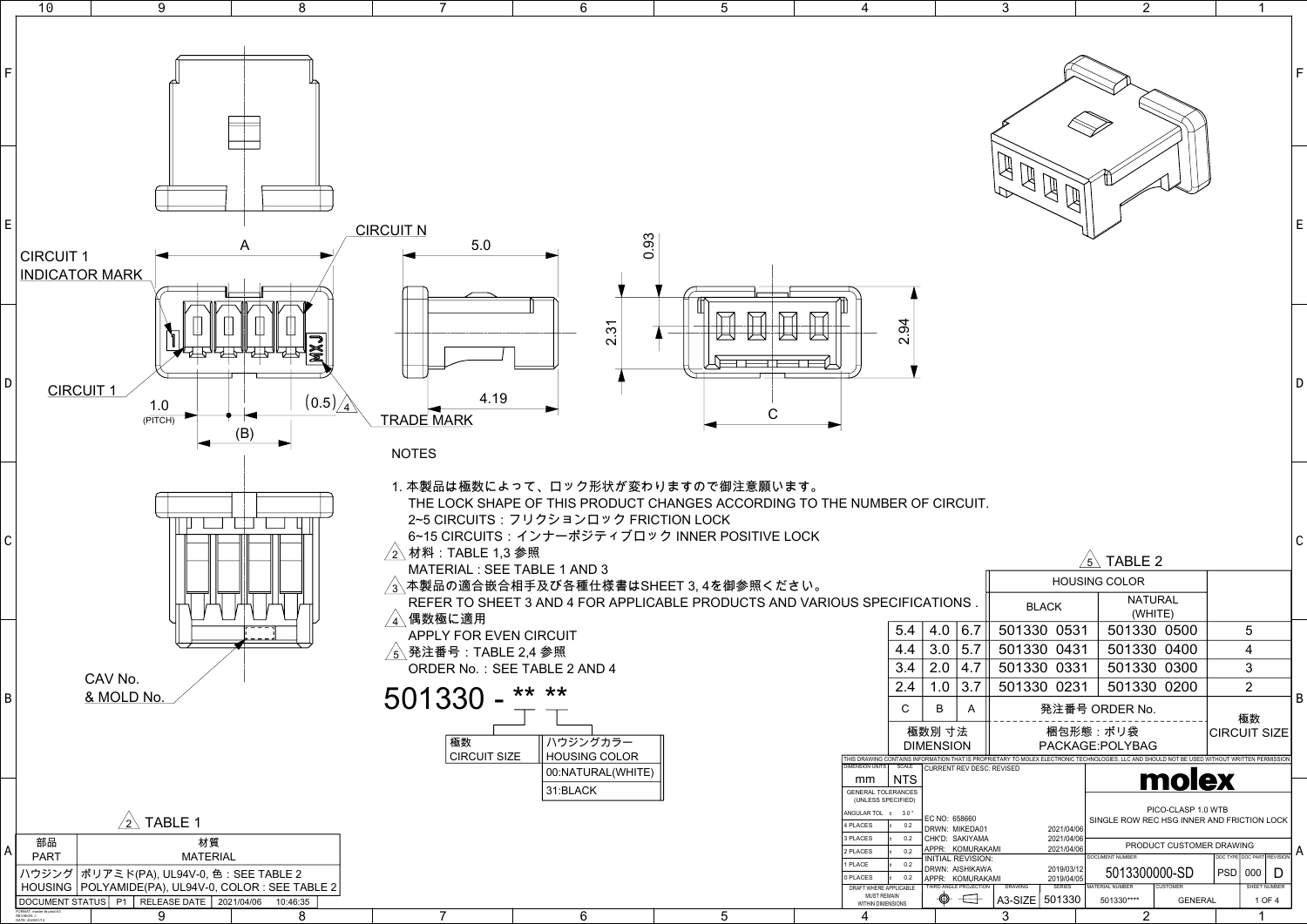CIRCUIT 1 INDICATOR MARK

CIRCUIT N

CIRCUIT 1

A

5.0

0.93

2.31

2.94

1.0 (PITCH)

(B)

(0.5) 4

4.19

TRADE MARK

C

CAV No. & MOLD No.

NOTES

1. 本製品は極数によって、ロック形状が変わりますので御注意願います。
   THE LOCK SHAPE OF THIS PRODUCT CHANGES ACCORDING TO THE NUMBER OF CIRCUIT.
   2~5 CIRCUITS：フリクションロック FRICTION LOCK
   6~15 CIRCUITS：インナーポジティブロック INNER POSITIVE LOCK
2. 材料：TABLE 1,3 参照
   MATERIAL : SEE TABLE 1 AND 3
3. 本製品の適合嵌合相手及び各種仕様書はSHEET 3, 4を御参照ください。
   REFER TO SHEET 3 AND 4 FOR APPLICABLE PRODUCTS AND VARIOUS SPECIFICATIONS .
4. 偶数極に適用
   APPLY FOR EVEN CIRCUIT
5. 発注番号：TABLE 2,4 参照
   ORDER No. : SEE TABLE 2 AND 4

501330 - ** **

| 極数 CIRCUIT SIZE | ハウジングカラー HOUSING COLOR |
|---|---|
| | 00:NATURAL(WHITE) |
| | 31:BLACK |

TABLE 2

| C | B | A | 発注番号 ORDER No. 梱包形態：ポリ袋 PACKAGE:POLYBAG HOUSING COLOR BLACK | NATURAL (WHITE) | 極数 CIRCUIT SIZE |
|---|---|---|---|---|---|
| 5.4 | 4.0 | 6.7 | 501330 0531 | 501330 0500 | 5 |
| 4.4 | 3.0 | 5.7 | 501330 0431 | 501330 0400 | 4 |
| 3.4 | 2.0 | 4.7 | 501330 0331 | 501330 0300 | 3 |
| 2.4 | 1.0 | 3.7 | 501330 0231 | 501330 0200 | 2 |

極数別 寸法 DIMENSION

TABLE 1

| 部品 PART | 材質 MATERIAL |
|---|---|
| ハウジング HOUSING | ポリアミド(PA), UL94V-0, 色：SEE TABLE 2 POLYAMIDE(PA), UL94V-0, COLOR : SEE TABLE 2 |

DOCUMENT STATUS P1 RELEASE DATE 2021/04/06 10:46:35

THIS DRAWING CONTAINS INFORMATION THAT IS PROPRIETARY TO MOLEX ELECTRONIC TECHNOLOGIES, LLC AND SHOULD NOT BE USED WITHOUT WRITTEN PERMISSION

| DIMENSION UNITS | SCALE |
|---|---|
| mm | NTS |

GENERAL TOLERANCES (UNLESS SPECIFIED)

| | | |
|---|---|---|
| ANGULAR TOL | ± | 3.0 ° |
| 4 PLACES | ± | 0.2 |
| 3 PLACES | ± | 0.2 |
| 2 PLACES | ± | 0.2 |
| 1 PLACE | ± | 0.2 |
| 0 PLACES | ± | 0.2 |

DRAFT WHERE APPLICABLE MUST REMAIN WITHIN DIMENSIONS

CURRENT REV DESC: REVISED

EC NO: 658660
DRWN: MIKEDA01 2021/04/06
CHK'D: SAKIYAMA 2021/04/06
APPR: KOMURAKAMI 2021/04/06

INITIAL REVISION:
DRWN: AISHIKAWA 2019/03/12
APPR: KOMURAKAMI 2019/04/05

THIRD ANGLE PROJECTION | DRAWING A3-SIZE | SERIES 501330

molex

PICO-CLASP 1.0 WTB
SINGLE ROW REC HSG INNER AND FRICTION LOCK

PRODUCT CUSTOMER DRAWING

DOCUMENT NUMBER: 5013300000-SD | DOC TYPE: PSD | DOC PART: 000 | REVISION: D

MATERIAL NUMBER: 501330**** | CUSTOMER: GENERAL | SHEET NUMBER: 1 OF 4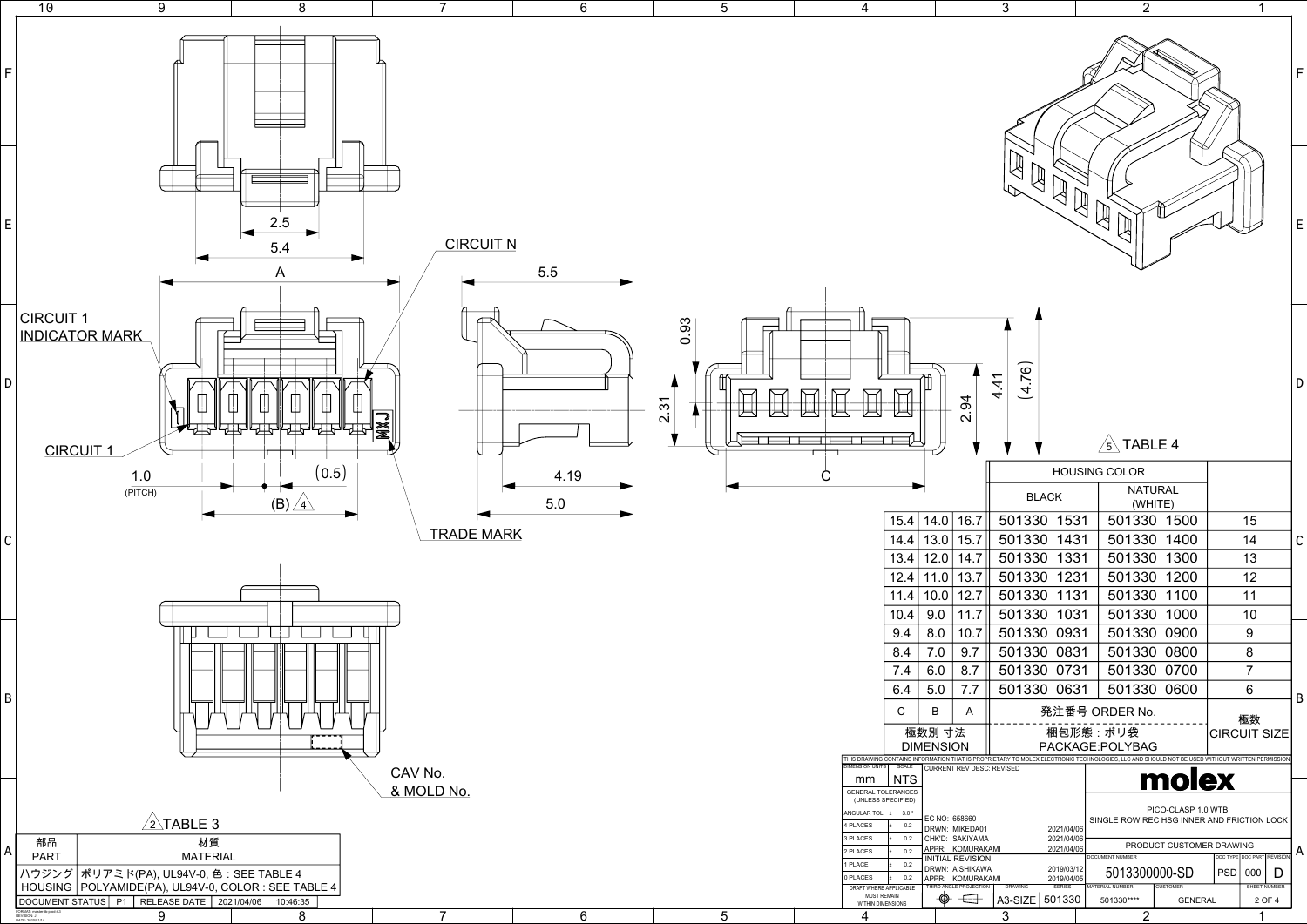CIRCUIT 1 INDICATOR MARK

CIRCUIT 1

CIRCUIT N

TRADE MARK

CAV No. & MOLD No.

Dimensions: 2.5, 5.4, A, 1.0 (PITCH), (0.5), (B) 4, 5.5, 4.19, 5.0, 0.93, 2.31, C, 2.94, 4.41, (4.76)

5 TABLE 4

| C | B | A | HOUSING COLOR BLACK | HOUSING COLOR NATURAL (WHITE) | 極数 CIRCUIT SIZE |
|---|---|---|---|---|---|
| 15.4 | 14.0 | 16.7 | 501330 1531 | 501330 1500 | 15 |
| 14.4 | 13.0 | 15.7 | 501330 1431 | 501330 1400 | 14 |
| 13.4 | 12.0 | 14.7 | 501330 1331 | 501330 1300 | 13 |
| 12.4 | 11.0 | 13.7 | 501330 1231 | 501330 1200 | 12 |
| 11.4 | 10.0 | 12.7 | 501330 1131 | 501330 1100 | 11 |
| 10.4 | 9.0 | 11.7 | 501330 1031 | 501330 1000 | 10 |
| 9.4 | 8.0 | 10.7 | 501330 0931 | 501330 0900 | 9 |
| 8.4 | 7.0 | 9.7 | 501330 0831 | 501330 0800 | 8 |
| 7.4 | 6.0 | 8.7 | 501330 0731 | 501330 0700 | 7 |
| 6.4 | 5.0 | 7.7 | 501330 0631 | 501330 0600 | 6 |
| 極数別 寸法 DIMENSION | | | 発注番号 ORDER No. 梱包形態：ポリ袋 PACKAGE:POLYBAG | | |

2 TABLE 3

| 部品 PART | 材質 MATERIAL |
|---|---|
| ハウジング HOUSING | ポリアミド(PA), UL94V-0, 色：SEE TABLE 4 POLYAMIDE(PA), UL94V-0, COLOR : SEE TABLE 4 |

DOCUMENT STATUS P1 RELEASE DATE 2021/04/06 10:46:35

THIS DRAWING CONTAINS INFORMATION THAT IS PROPRIETARY TO MOLEX ELECTRONIC TECHNOLOGIES, LLC AND SHOULD NOT BE USED WITHOUT WRITTEN PERMISSION

| DIMENSION UNITS | SCALE |
|---|---|
| mm | NTS |

GENERAL TOLERANCES (UNLESS SPECIFIED)

| | |
|---|---|
| ANGULAR TOL ± | 3.0° |
| 4 PLACES ± | 0.2 |
| 3 PLACES ± | 0.2 |
| 2 PLACES ± | 0.2 |
| 1 PLACE ± | 0.2 |
| 0 PLACES ± | 0.2 |

DRAFT WHERE APPLICABLE MUST REMAIN WITHIN DIMENSIONS

CURRENT REV DESC: REVISED

EC NO: 658660
DRWN: MIKEDA01 2021/04/06
CHK'D: SAKIYAMA 2021/04/06
APPR: KOMURAKAMI 2021/04/06

INITIAL REVISION:
DRWN: AISHIKAWA 2019/03/12
APPR: KOMURAKAMI 2019/04/05

THIRD ANGLE PROJECTION | DRAWING: A3-SIZE | SERIES: 501330

**molex**

PICO-CLASP 1.0 WTB
SINGLE ROW REC HSG INNER AND FRICTION LOCK

PRODUCT CUSTOMER DRAWING

DOCUMENT NUMBER: 5013300000-SD | DOC TYPE: PSD | DOC PART: 000 | REVISION: D

MATERIAL NUMBER: 501330**** | CUSTOMER: GENERAL | SHEET NUMBER: 2 OF 4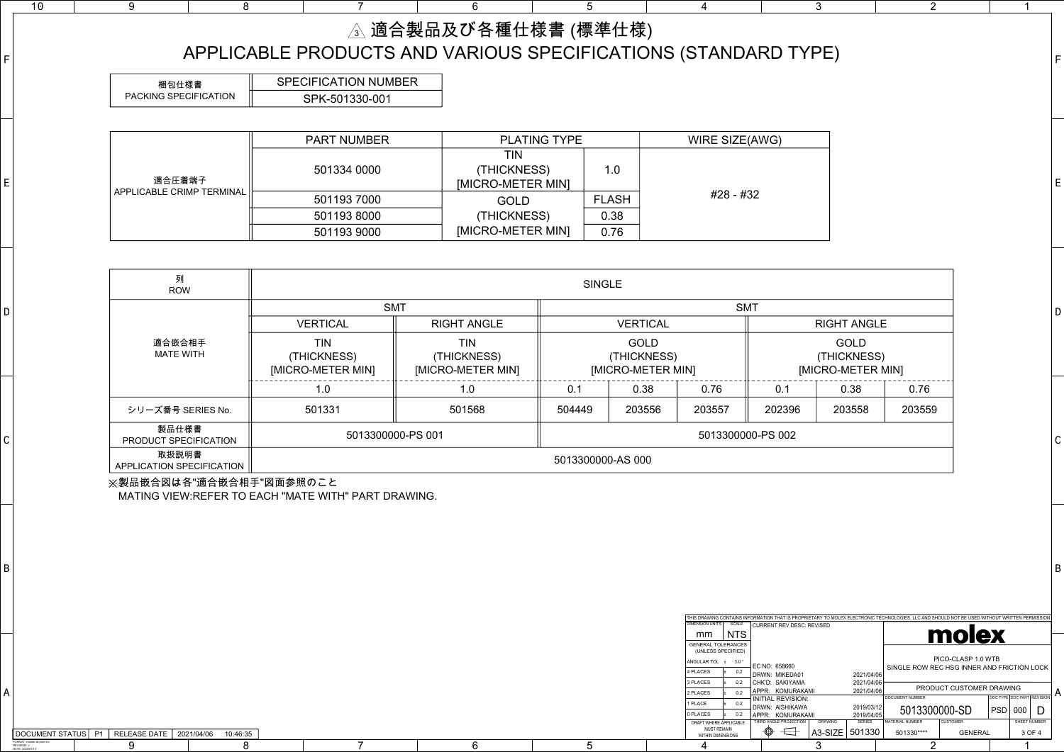# 3 適合製品及び各種仕様書 (標準仕様)
# APPLICABLE PRODUCTS AND VARIOUS SPECIFICATIONS (STANDARD TYPE)

| 梱包仕様書 PACKING SPECIFICATION | SPECIFICATION NUMBER |
|---|---|
| | SPK-501330-001 |

| | PART NUMBER | PLATING TYPE | | WIRE SIZE(AWG) |
|---|---|---|---|---|
| 適合圧着端子 APPLICABLE CRIMP TERMINAL | 501334 0000 | TIN (THICKNESS) [MICRO-METER MIN] | 1.0 | #28 - #32 |
| | 501193 7000 | GOLD (THICKNESS) [MICRO-METER MIN] | FLASH | |
| | 501193 8000 | | 0.38 | |
| | 501193 9000 | | 0.76 | |

| 列 ROW | SINGLE | | | | | | | |
|---|---|---|---|---|---|---|---|---|
| 適合嵌合相手 MATE WITH | SMT | | SMT | | | | | |
| | VERTICAL | RIGHT ANGLE | VERTICAL | | | RIGHT ANGLE | | |
| | TIN (THICKNESS) [MICRO-METER MIN] | TIN (THICKNESS) [MICRO-METER MIN] | GOLD (THICKNESS) [MICRO-METER MIN] | | | GOLD (THICKNESS) [MICRO-METER MIN] | | |
| | 1.0 | 1.0 | 0.1 | 0.38 | 0.76 | 0.1 | 0.38 | 0.76 |
| シリーズ番号 SERIES No. | 501331 | 501568 | 504449 | 203556 | 203557 | 202396 | 203558 | 203559 |
| 製品仕様書 PRODUCT SPECIFICATION | 5013300000-PS 001 | | 5013300000-PS 002 | | | | | |
| 取扱説明書 APPLICATION SPECIFICATION | 5013300000-AS 000 | | | | | | | |

※製品嵌合図は各"適合嵌合相手"図面参照のこと
MATING VIEW:REFER TO EACH "MATE WITH" PART DRAWING.

THIS DRAWING CONTAINS INFORMATION THAT IS PROPRIETARY TO MOLEX ELECTRONIC TECHNOLOGIES, LLC AND SHOULD NOT BE USED WITHOUT WRITTEN PERMISSION

| DIMENSION UNITS | SCALE | CURRENT REV DESC: REVISED | |
|---|---|---|---|
| mm | NTS | EC NO: 658660 | |
| GENERAL TOLERANCES (UNLESS SPECIFIED) | | DRWN: MIKEDA01 | 2021/04/06 |
| ANGULAR TOL ± | 3.0° | CHK'D: SAKIYAMA | 2021/04/06 |
| 4 PLACES ± | 0.2 | APPR: KOMURAKAMI | 2021/04/06 |
| 3 PLACES ± | 0.2 | INITIAL REVISION: | |
| 2 PLACES ± | 0.2 | DRWN: AISHIKAWA | 2019/03/12 |
| 1 PLACE ± | 0.2 | APPR: KOMURAKAMI | 2019/04/05 |
| 0 PLACES ± | 0.2 | | |

DRAFT WHERE APPLICABLE MUST REMAIN WITHIN DIMENSIONS

THIRD ANGLE PROJECTION | DRAWING: A3-SIZE | SERIES: 501330

molex — PICO-CLASP 1.0 WTB SINGLE ROW REC HSG INNER AND FRICTION LOCK

PRODUCT CUSTOMER DRAWING

DOCUMENT NUMBER: 5013300000-SD | DOC TYPE: PSD | DOC PART: 000 | REVISION: D

MATERIAL NUMBER: 501330**** | CUSTOMER: GENERAL | SHEET NUMBER: 3 OF 4

DOCUMENT STATUS P1 | RELEASE DATE 2021/04/06 10:46:35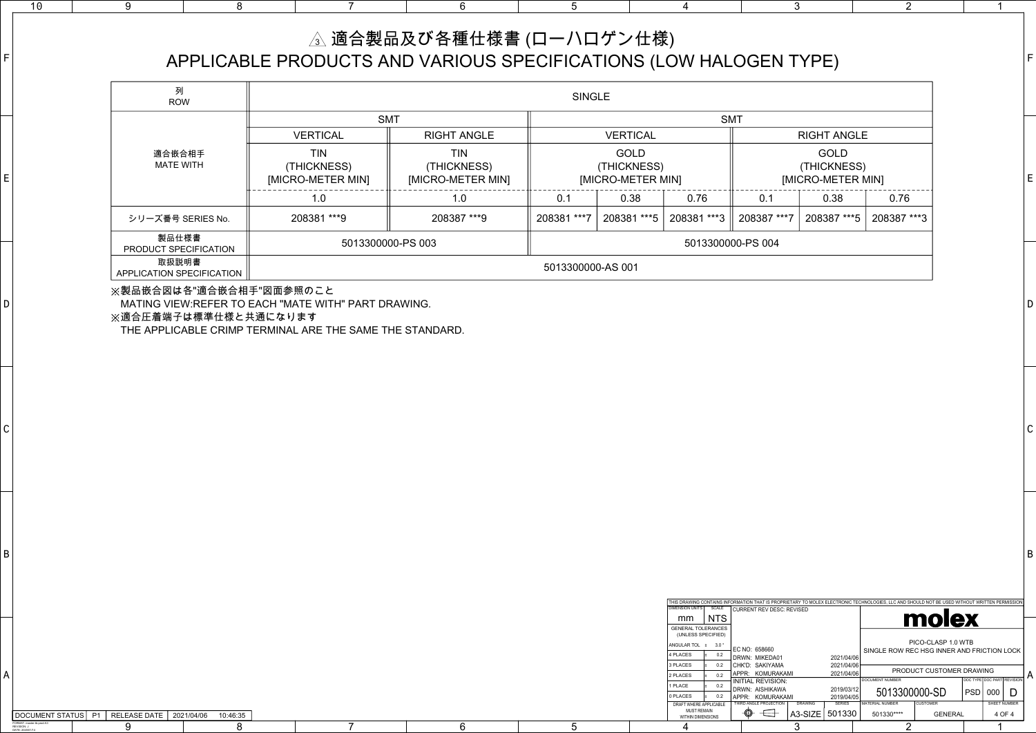# ⚠3 適合製品及び各種仕様書 (ローハロゲン仕様)

# APPLICABLE PRODUCTS AND VARIOUS SPECIFICATIONS (LOW HALOGEN TYPE)

| 列<br>ROW | SINGLE | | | | | | | |
|---|---|---|---|---|---|---|---|---|
| 適合嵌合相手<br>MATE WITH | SMT | | SMT | | | | | |
| | VERTICAL | RIGHT ANGLE | VERTICAL | | | RIGHT ANGLE | | |
| | TIN<br>(THICKNESS)<br>[MICRO-METER MIN] | TIN<br>(THICKNESS)<br>[MICRO-METER MIN] | GOLD<br>(THICKNESS)<br>[MICRO-METER MIN] | | | GOLD<br>(THICKNESS)<br>[MICRO-METER MIN] | | |
| | 1.0 | 1.0 | 0.1 | 0.38 | 0.76 | 0.1 | 0.38 | 0.76 |
| シリーズ番号 SERIES No. | 208381 ***9 | 208387 ***9 | 208381 ***7 | 208381 ***5 | 208381 ***3 | 208387 ***7 | 208387 ***5 | 208387 ***3 |
| 製品仕様書<br>PRODUCT SPECIFICATION | 5013300000-PS 003 | | 5013300000-PS 004 | | | | | |
| 取扱説明書<br>APPLICATION SPECIFICATION | 5013300000-AS 001 | | | | | | | |

※製品嵌合図は各"適合嵌合相手"図面参照のこと
MATING VIEW:REFER TO EACH "MATE WITH" PART DRAWING.
※適合圧着端子は標準仕様と共通になります
THE APPLICABLE CRIMP TERMINAL ARE THE SAME THE STANDARD.

THIS DRAWING CONTAINS INFORMATION THAT IS PROPRIETARY TO MOLEX ELECTRONIC TECHNOLOGIES, LLC AND SHOULD NOT BE USED WITHOUT WRITTEN PERMISSION

| | |
|---|---|
| DIMENSION UNITS | mm |
| SCALE | NTS |
| GENERAL TOLERANCES (UNLESS SPECIFIED) | |
| ANGULAR TOL | ± 3.0° |
| 4 PLACES | ± 0.2 |
| 3 PLACES | ± 0.2 |
| 2 PLACES | ± 0.2 |
| 1 PLACE | ± 0.2 |
| 0 PLACES | ± 0.2 |
| CURRENT REV DESC | REVISED |
| EC NO | 658660 |
| DRWN | MIKEDA01 2021/04/06 |
| CHK'D | SAKIYAMA 2021/04/06 |
| APPR | KOMURAKAMI 2021/04/06 |
| INITIAL REVISION: DRWN | AISHIKAWA 2019/03/12 |
| APPR | KOMURAKAMI 2019/04/05 |
| DRAWING | A3-SIZE |
| SERIES | 501330 |
| TITLE | PICO-CLASP 1.0 WTB SINGLE ROW REC HSG INNER AND FRICTION LOCK |
| | PRODUCT CUSTOMER DRAWING |
| DOCUMENT NUMBER | 5013300000-SD |
| DOC TYPE | PSD |
| DOC PART | 000 |
| REVISION | D |
| MATERIAL NUMBER | 501330**** |
| CUSTOMER | GENERAL |

DRAFT WHERE APPLICABLE MUST REMAIN WITHIN DIMENSIONS. THIRD ANGLE PROJECTION.

DOCUMENT STATUS P1 | RELEASE DATE 2021/04/06 10:46:35